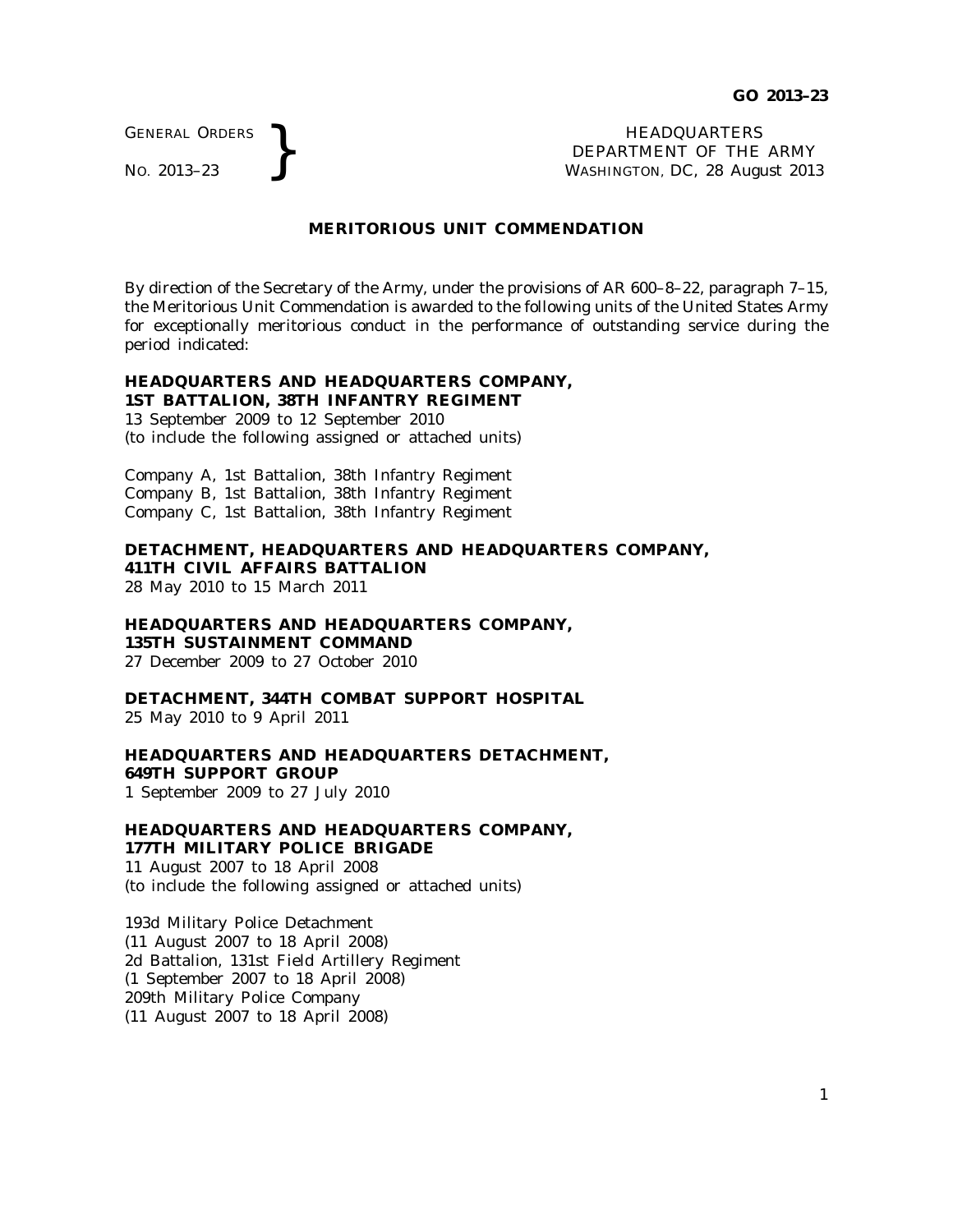GENERAL ORDERS
NO. 2013–23

HEADQUARTERS
DEPARTMENT OF THE ARMY
WASHINGTON, DC, 28 August 2013

## MERITORIOUS UNIT COMMENDATION

By direction of the Secretary of the Army, under the provisions of AR 600–8–22, paragraph 7–15, the Meritorious Unit Commendation is awarded to the following units of the United States Army for exceptionally meritorious conduct in the performance of outstanding service during the period indicated:

**HEADQUARTERS AND HEADQUARTERS COMPANY,**
**1ST BATTALION, 38TH INFANTRY REGIMENT**
13 September 2009 to 12 September 2010
(to include the following assigned or attached units)

Company A, 1st Battalion, 38th Infantry Regiment
Company B, 1st Battalion, 38th Infantry Regiment
Company C, 1st Battalion, 38th Infantry Regiment

**DETACHMENT, HEADQUARTERS AND HEADQUARTERS COMPANY,**
**411TH CIVIL AFFAIRS BATTALION**
28 May 2010 to 15 March 2011

**HEADQUARTERS AND HEADQUARTERS COMPANY,**
**135TH SUSTAINMENT COMMAND**
27 December 2009 to 27 October 2010

**DETACHMENT, 344TH COMBAT SUPPORT HOSPITAL**
25 May 2010 to 9 April 2011

**HEADQUARTERS AND HEADQUARTERS DETACHMENT,**
**649TH SUPPORT GROUP**
1 September 2009 to 27 July 2010

**HEADQUARTERS AND HEADQUARTERS COMPANY,**
**177TH MILITARY POLICE BRIGADE**
11 August 2007 to 18 April 2008
(to include the following assigned or attached units)

193d Military Police Detachment
(11 August 2007 to 18 April 2008)
2d Battalion, 131st Field Artillery Regiment
(1 September 2007 to 18 April 2008)
209th Military Police Company
(11 August 2007 to 18 April 2008)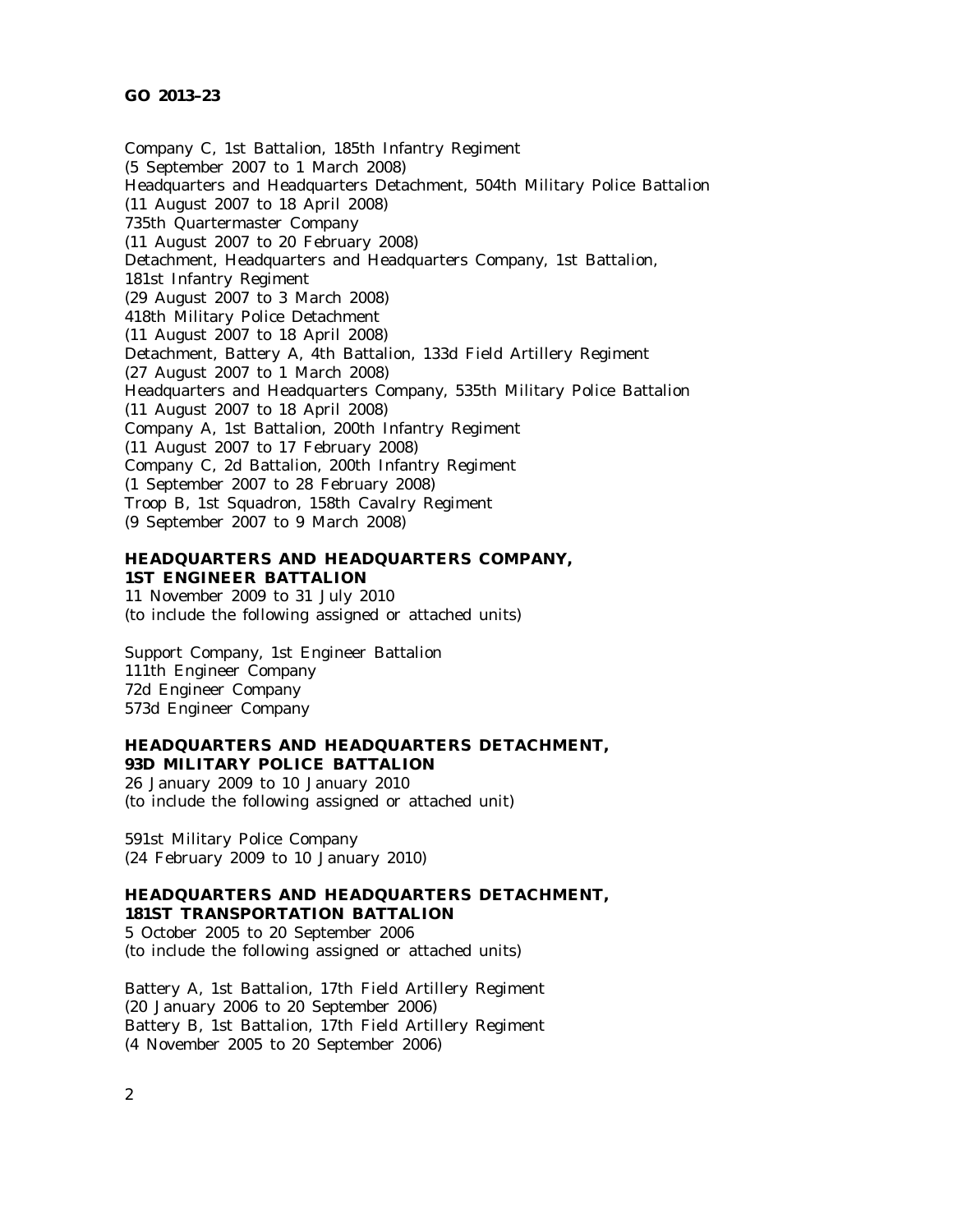Company C, 1st Battalion, 185th Infantry Regiment
(5 September 2007 to 1 March 2008)
Headquarters and Headquarters Detachment, 504th Military Police Battalion
(11 August 2007 to 18 April 2008)
735th Quartermaster Company
(11 August 2007 to 20 February 2008)
Detachment, Headquarters and Headquarters Company, 1st Battalion,
181st Infantry Regiment
(29 August 2007 to 3 March 2008)
418th Military Police Detachment
(11 August 2007 to 18 April 2008)
Detachment, Battery A, 4th Battalion, 133d Field Artillery Regiment
(27 August 2007 to 1 March 2008)
Headquarters and Headquarters Company, 535th Military Police Battalion
(11 August 2007 to 18 April 2008)
Company A, 1st Battalion, 200th Infantry Regiment
(11 August 2007 to 17 February 2008)
Company C, 2d Battalion, 200th Infantry Regiment
(1 September 2007 to 28 February 2008)
Troop B, 1st Squadron, 158th Cavalry Regiment
(9 September 2007 to 9 March 2008)

**HEADQUARTERS AND HEADQUARTERS COMPANY,
1ST ENGINEER BATTALION**
11 November 2009 to 31 July 2010
(to include the following assigned or attached units)

Support Company, 1st Engineer Battalion
111th Engineer Company
72d Engineer Company
573d Engineer Company

**HEADQUARTERS AND HEADQUARTERS DETACHMENT,
93D MILITARY POLICE BATTALION**
26 January 2009 to 10 January 2010
(to include the following assigned or attached unit)

591st Military Police Company
(24 February 2009 to 10 January 2010)

**HEADQUARTERS AND HEADQUARTERS DETACHMENT,
181ST TRANSPORTATION BATTALION**
5 October 2005 to 20 September 2006
(to include the following assigned or attached units)

Battery A, 1st Battalion, 17th Field Artillery Regiment
(20 January 2006 to 20 September 2006)
Battery B, 1st Battalion, 17th Field Artillery Regiment
(4 November 2005 to 20 September 2006)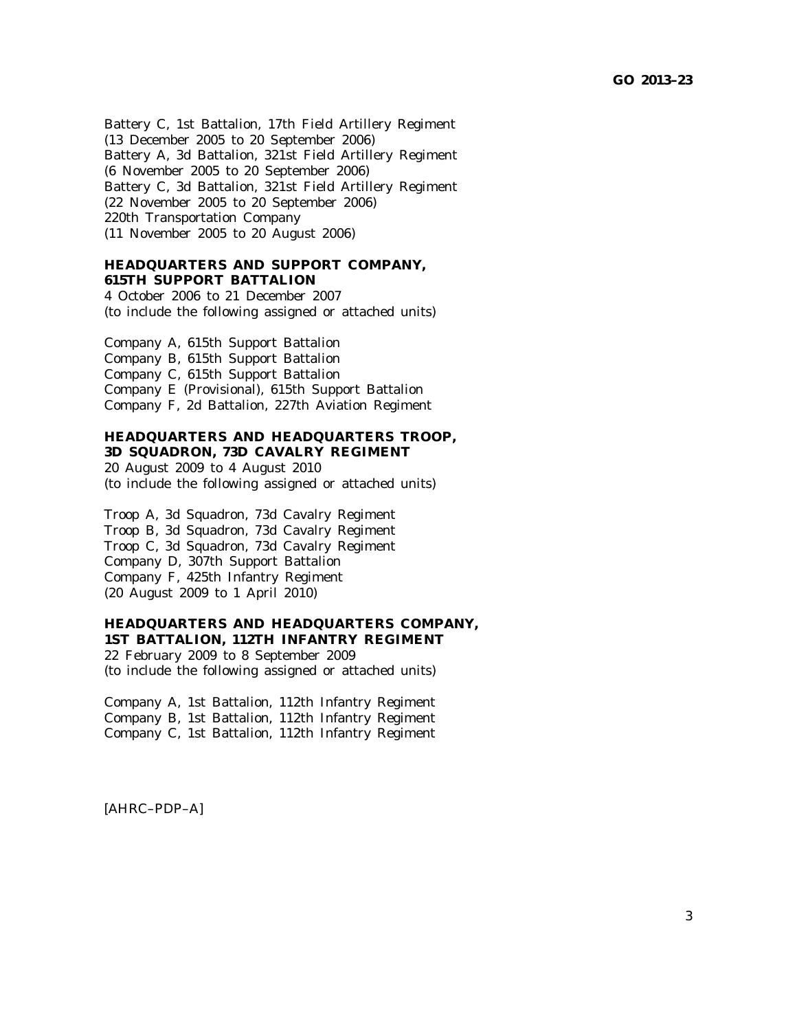Battery C, 1st Battalion, 17th Field Artillery Regiment
(13 December 2005 to 20 September 2006)
Battery A, 3d Battalion, 321st Field Artillery Regiment
(6 November 2005 to 20 September 2006)
Battery C, 3d Battalion, 321st Field Artillery Regiment
(22 November 2005 to 20 September 2006)
220th Transportation Company
(11 November 2005 to 20 August 2006)

**HEADQUARTERS AND SUPPORT COMPANY, 615TH SUPPORT BATTALION**
4 October 2006 to 21 December 2007
(to include the following assigned or attached units)

Company A, 615th Support Battalion
Company B, 615th Support Battalion
Company C, 615th Support Battalion
Company E (Provisional), 615th Support Battalion
Company F, 2d Battalion, 227th Aviation Regiment

**HEADQUARTERS AND HEADQUARTERS TROOP, 3D SQUADRON, 73D CAVALRY REGIMENT**
20 August 2009 to 4 August 2010
(to include the following assigned or attached units)

Troop A, 3d Squadron, 73d Cavalry Regiment
Troop B, 3d Squadron, 73d Cavalry Regiment
Troop C, 3d Squadron, 73d Cavalry Regiment
Company D, 307th Support Battalion
Company F, 425th Infantry Regiment
(20 August 2009 to 1 April 2010)

**HEADQUARTERS AND HEADQUARTERS COMPANY, 1ST BATTALION, 112TH INFANTRY REGIMENT**
22 February 2009 to 8 September 2009
(to include the following assigned or attached units)

Company A, 1st Battalion, 112th Infantry Regiment
Company B, 1st Battalion, 112th Infantry Regiment
Company C, 1st Battalion, 112th Infantry Regiment

[AHRC–PDP–A]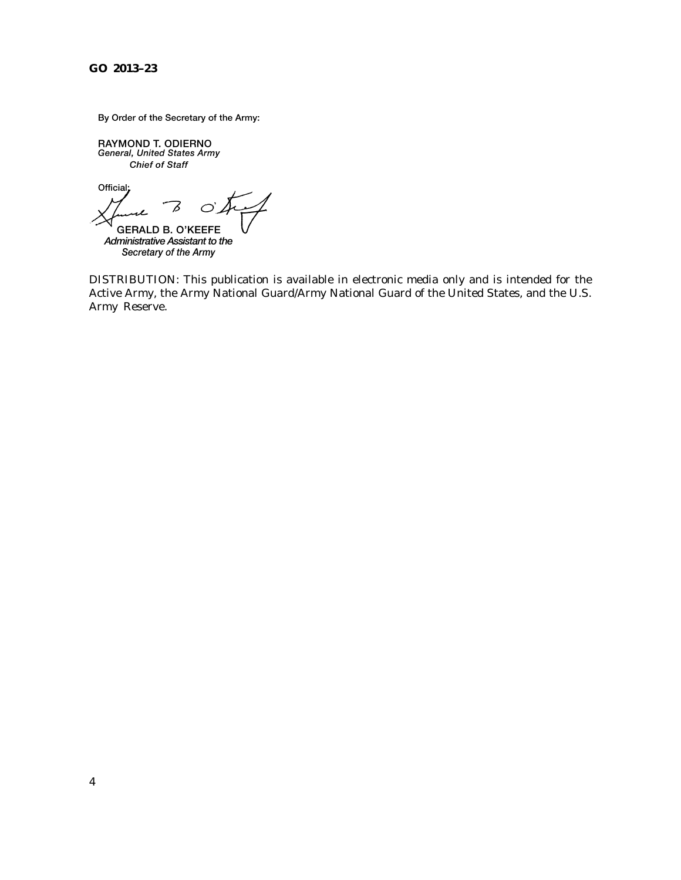By Order of the Secretary of the Army:

**RAYMOND T. ODIERNO**
*General, United States Army*
*Chief of Staff*

Official:

**GERALD B. O'KEEFE**
*Administrative Assistant to the*
*Secretary of the Army*

DISTRIBUTION: This publication is available in electronic media only and is intended for the Active Army, the Army National Guard/Army National Guard of the United States, and the U.S. Army Reserve.